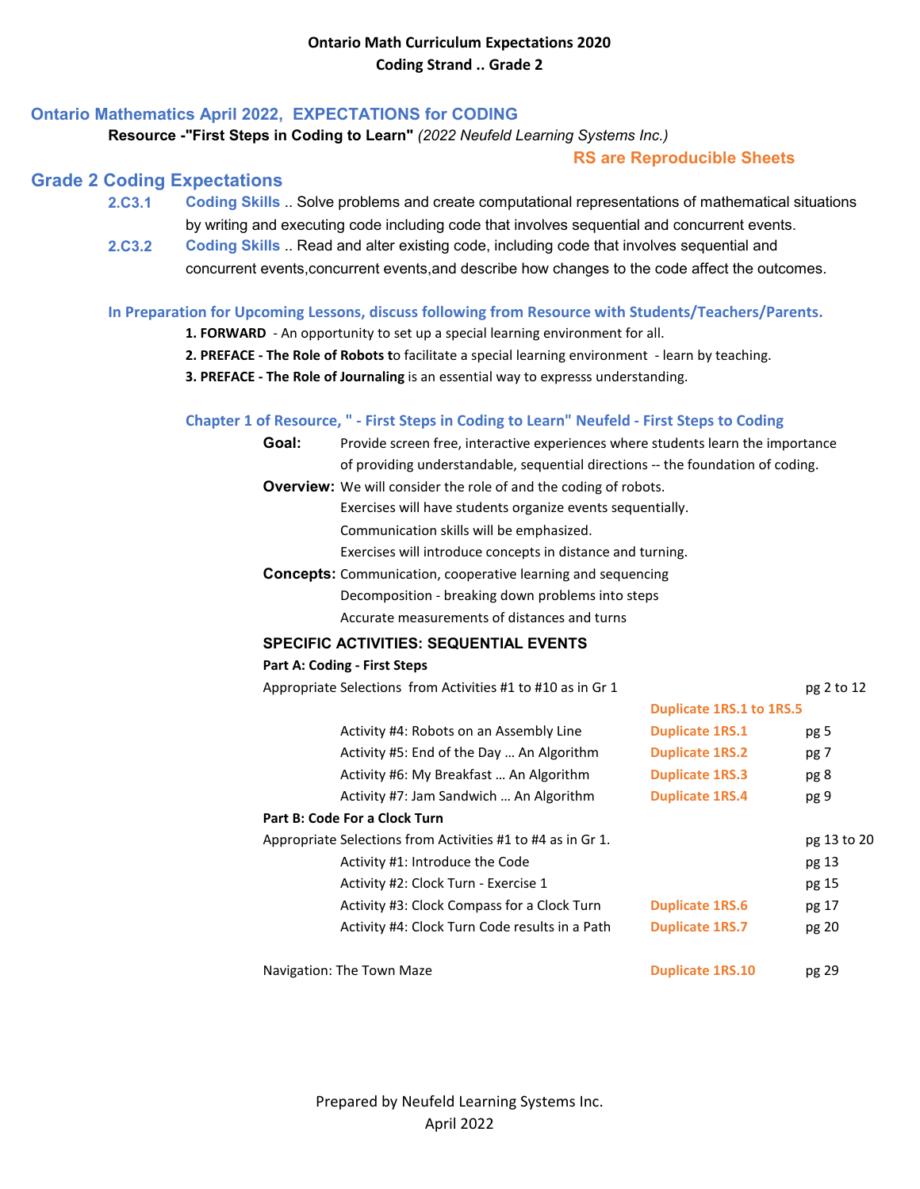**Ontario Math Curriculum Expectations 2020**
**Coding Strand .. Grade 2**

## Ontario Mathematics April 2022, EXPECTATIONS for CODING

**Resource -"First Steps in Coding to Learn"** *(2022 Neufeld Learning Systems Inc.)*

**RS are Reproducible Sheets**

## Grade 2 Coding Expectations

**2.C3.1** **Coding Skills** .. Solve problems and create computational representations of mathematical situations by writing and executing code including code that involves sequential and concurrent events.

**2.C3.2** **Coding Skills** .. Read and alter existing code, including code that involves sequential and concurrent events,concurrent events,and describe how changes to the code affect the outcomes.

### In Preparation for Upcoming Lessons, discuss following from Resource with Students/Teachers/Parents.

1. **FORWARD** - An opportunity to set up a special learning environment for all.
2. **PREFACE - The Role of Robots t**o facilitate a special learning environment - learn by teaching.
3. **PREFACE - The Role of Journaling** is an essential way to expresss understanding.

### Chapter 1 of Resource, " - First Steps in Coding to Learn" Neufeld - First Steps to Coding

**Goal:** Provide screen free, interactive experiences where students learn the importance of providing understandable, sequential directions -- the foundation of coding.

**Overview:** We will consider the role of and the coding of robots.
Exercises will have students organize events sequentially.
Communication skills will be emphasized.
Exercises will introduce concepts in distance and turning.

**Concepts:** Communication, cooperative learning and sequencing
Decomposition - breaking down problems into steps
Accurate measurements of distances and turns

**SPECIFIC ACTIVITIES: SEQUENTIAL EVENTS**

**Part A: Coding - First Steps**

| Activity | RS | Page |
|---|---|---|
| Appropriate Selections from Activities #1 to #10 as in Gr 1 | | pg 2 to 12 |
| | Duplicate 1RS.1 to 1RS.5 | |
| Activity #4: Robots on an Assembly Line | Duplicate 1RS.1 | pg 5 |
| Activity #5: End of the Day … An Algorithm | Duplicate 1RS.2 | pg 7 |
| Activity #6: My Breakfast … An Algorithm | Duplicate 1RS.3 | pg 8 |
| Activity #7: Jam Sandwich … An Algorithm | Duplicate 1RS.4 | pg 9 |

**Part B: Code For a Clock Turn**

| Activity | RS | Page |
|---|---|---|
| Appropriate Selections from Activities #1 to #4 as in Gr 1. | | pg 13 to 20 |
| Activity #1: Introduce the Code | | pg 13 |
| Activity #2: Clock Turn - Exercise 1 | | pg 15 |
| Activity #3: Clock Compass for a Clock Turn | Duplicate 1RS.6 | pg 17 |
| Activity #4: Clock Turn Code results in a Path | Duplicate 1RS.7 | pg 20 |
| Navigation: The Town Maze | Duplicate 1RS.10 | pg 29 |

Prepared by Neufeld Learning Systems Inc.
April 2022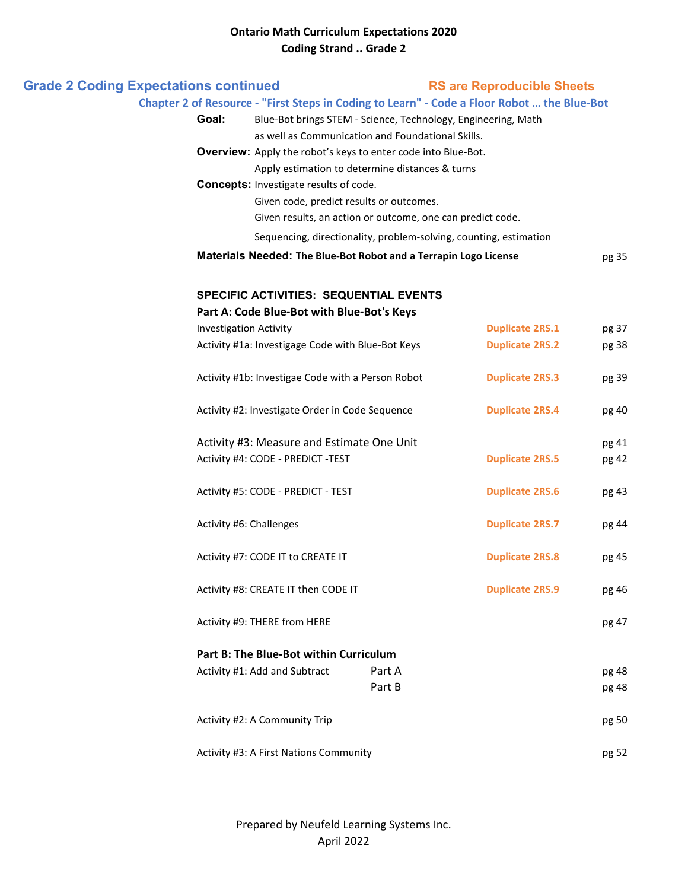**Ontario Math Curriculum Expectations 2020**
**Coding Strand .. Grade 2**

## Grade 2 Coding Expectations continued

**RS are Reproducible Sheets**

### Chapter 2 of Resource - "First Steps in Coding to Learn" - Code a Floor Robot … the Blue-Bot

**Goal:** Blue-Bot brings STEM - Science, Technology, Engineering, Math as well as Communication and Foundational Skills.

**Overview:** Apply the robot's keys to enter code into Blue-Bot.
Apply estimation to determine distances & turns

**Concepts:** Investigate results of code.
Given code, predict results or outcomes.
Given results, an action or outcome, one can predict code.

Sequencing, directionality, problem-solving, counting, estimation

**Materials Needed: The Blue-Bot Robot and a Terrapin Logo License** pg 35

### SPECIFIC ACTIVITIES: SEQUENTIAL EVENTS

**Part A: Code Blue-Bot with Blue-Bot's Keys**

| | | |
|---|---|---|
| Investigation Activity | **Duplicate 2RS.1** | pg 37 |
| Activity #1a: Investigage Code with Blue-Bot Keys | **Duplicate 2RS.2** | pg 38 |
| Activity #1b: Investigae Code with a Person Robot | **Duplicate 2RS.3** | pg 39 |
| Activity #2: Investigate Order in Code Sequence | **Duplicate 2RS.4** | pg 40 |
| Activity #3: Measure and Estimate One Unit | | pg 41 |
| Activity #4: CODE - PREDICT -TEST | **Duplicate 2RS.5** | pg 42 |
| Activity #5: CODE - PREDICT - TEST | **Duplicate 2RS.6** | pg 43 |
| Activity #6: Challenges | **Duplicate 2RS.7** | pg 44 |
| Activity #7: CODE IT to CREATE IT | **Duplicate 2RS.8** | pg 45 |
| Activity #8: CREATE IT then CODE IT | **Duplicate 2RS.9** | pg 46 |
| Activity #9: THERE from HERE | | pg 47 |

**Part B: The Blue-Bot within Curriculum**

| | | |
|---|---|---|
| Activity #1: Add and Subtract | Part A | pg 48 |
| | Part B | pg 48 |
| Activity #2: A Community Trip | | pg 50 |
| Activity #3: A First Nations Community | | pg 52 |

Prepared by Neufeld Learning Systems Inc.
April 2022